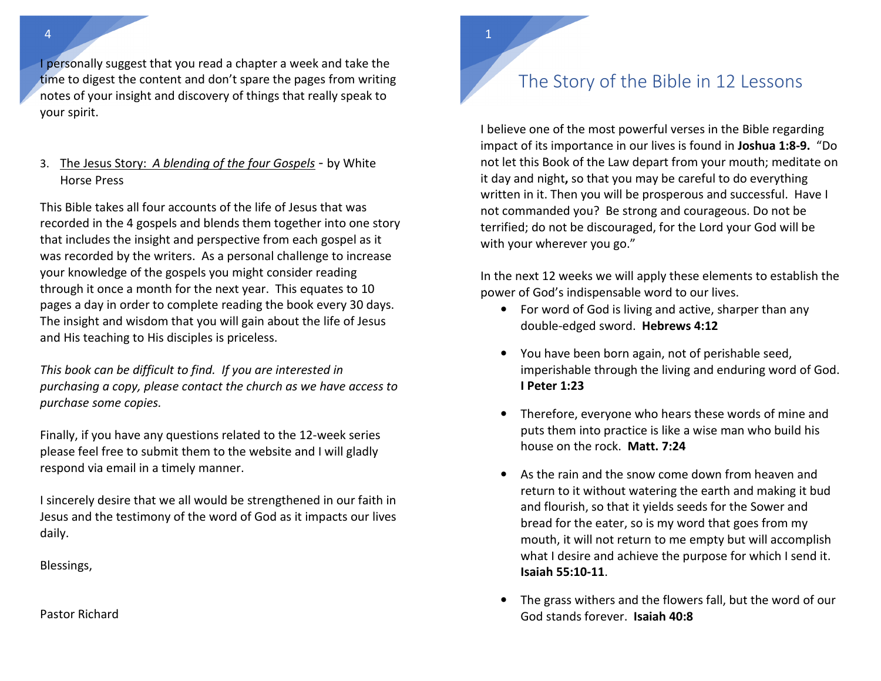I personally suggest that you read a chapter a week and take the time to digest the content and don't spare the pages from writing notes of your insight and discovery of things that really speak to your spirit.

3. <u>The Jesus Story: *A blending of the four Gospels*</u> - by White Horse Press

This Bible takes all four accounts of the life of Jesus that was recorded in the 4 gospels and blends them together into one story that includes the insight and perspective from each gospel as it was recorded by the writers. As a personal challenge to increase your knowledge of the gospels you might consider reading through it once a month for the next year. This equates to 10 pages a day in order to complete reading the book every 30 days. The insight and wisdom that you will gain about the life of Jesus and His teaching to His disciples is priceless.

*This book can be difficult to find. If you are interested in purchasing a copy, please contact the church as we have access to purchase some copies.*

Finally, if you have any questions related to the 12-week series please feel free to submit them to the website and I will gladly respond via email in a timely manner.

I sincerely desire that we all would be strengthened in our faith in Jesus and the testimony of the word of God as it impacts our lives daily.

Blessings,

Pastor Richard

# The Story of the Bible in 12 Lessons

I believe one of the most powerful verses in the Bible regarding impact of its importance in our lives is found in **Joshua 1:8-9.** "Do not let this Book of the Law depart from your mouth; meditate on it day and night**,** so that you may be careful to do everything written in it. Then you will be prosperous and successful. Have I not commanded you? Be strong and courageous. Do not be terrified; do not be discouraged, for the Lord your God will be with your wherever you go."

In the next 12 weeks we will apply these elements to establish the power of God's indispensable word to our lives.

- For word of God is living and active, sharper than any double-edged sword. **Hebrews 4:12**
- You have been born again, not of perishable seed, imperishable through the living and enduring word of God. **I Peter 1:23**
- Therefore, everyone who hears these words of mine and puts them into practice is like a wise man who build his house on the rock. **Matt. 7:24**
- As the rain and the snow come down from heaven and return to it without watering the earth and making it bud and flourish, so that it yields seeds for the Sower and bread for the eater, so is my word that goes from my mouth, it will not return to me empty but will accomplish what I desire and achieve the purpose for which I send it. **Isaiah 55:10-11**.
- The grass withers and the flowers fall, but the word of our God stands forever. **Isaiah 40:8**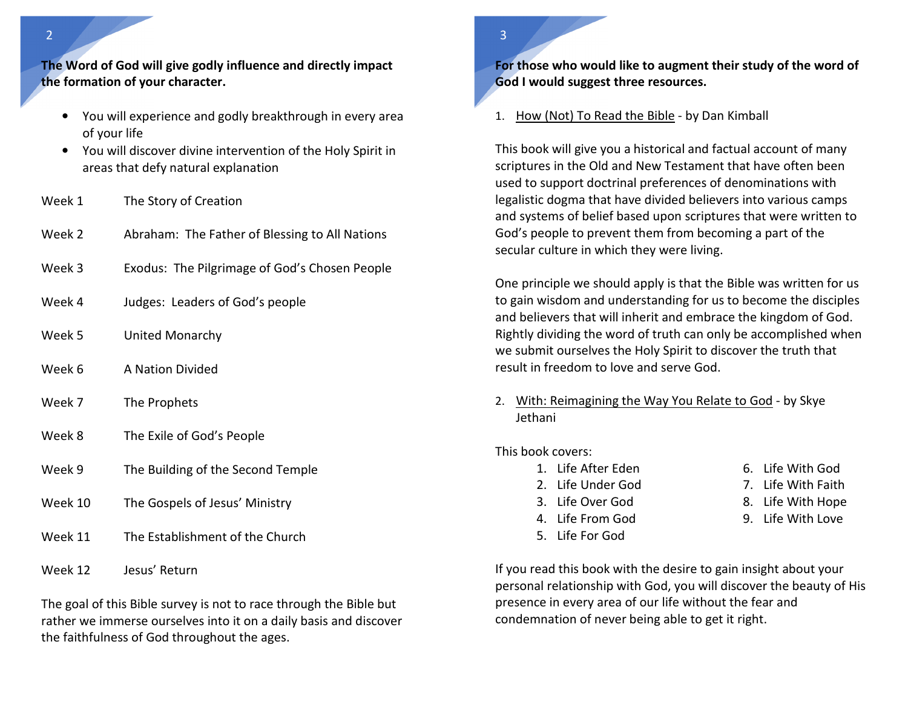**The Word of God will give godly influence and directly impact the formation of your character.**

- You will experience and godly breakthrough in every area of your life
- You will discover divine intervention of the Holy Spirit in areas that defy natural explanation

| | |
|---|---|
| Week 1 | The Story of Creation |
| Week 2 | Abraham: The Father of Blessing to All Nations |
| Week 3 | Exodus: The Pilgrimage of God's Chosen People |
| Week 4 | Judges: Leaders of God's people |
| Week 5 | United Monarchy |
| Week 6 | A Nation Divided |
| Week 7 | The Prophets |
| Week 8 | The Exile of God's People |
| Week 9 | The Building of the Second Temple |
| Week 10 | The Gospels of Jesus' Ministry |
| Week 11 | The Establishment of the Church |
| Week 12 | Jesus' Return |

The goal of this Bible survey is not to race through the Bible but rather we immerse ourselves into it on a daily basis and discover the faithfulness of God throughout the ages.

**For those who would like to augment their study of the word of God I would suggest three resources.**

1. How (Not) To Read the Bible - by Dan Kimball

This book will give you a historical and factual account of many scriptures in the Old and New Testament that have often been used to support doctrinal preferences of denominations with legalistic dogma that have divided believers into various camps and systems of belief based upon scriptures that were written to God's people to prevent them from becoming a part of the secular culture in which they were living.

One principle we should apply is that the Bible was written for us to gain wisdom and understanding for us to become the disciples and believers that will inherit and embrace the kingdom of God. Rightly dividing the word of truth can only be accomplished when we submit ourselves the Holy Spirit to discover the truth that result in freedom to love and serve God.

2. With: Reimagining the Way You Relate to God - by Skye Jethani

This book covers:

1. Life After Eden
2. Life Under God
3. Life Over God
4. Life From God
5. Life For God
6. Life With God
7. Life With Faith
8. Life With Hope
9. Life With Love

If you read this book with the desire to gain insight about your personal relationship with God, you will discover the beauty of His presence in every area of our life without the fear and condemnation of never being able to get it right.